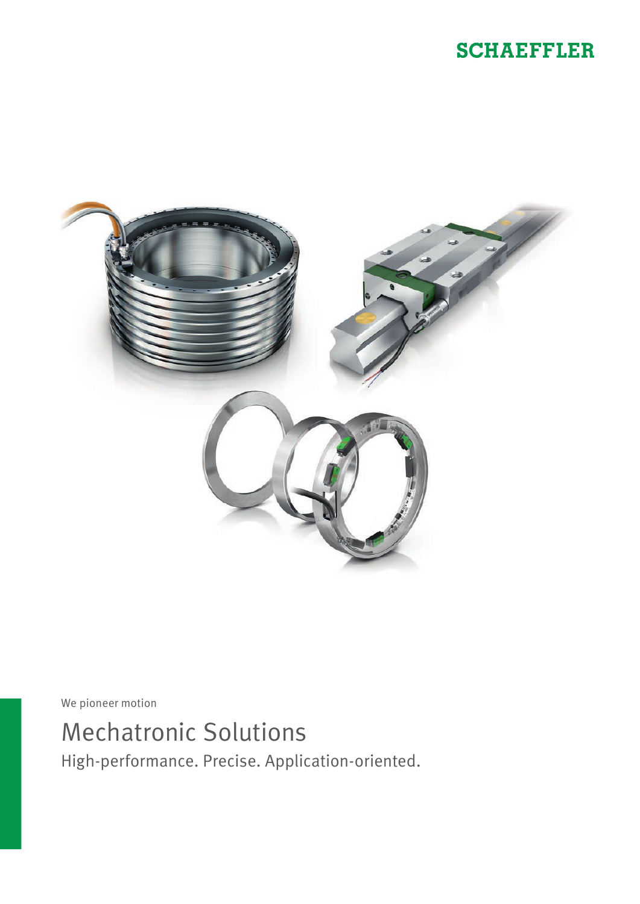SCHAEFFLER

We pioneer motion

# Mechatronic Solutions

High-performance. Precise. Application-oriented.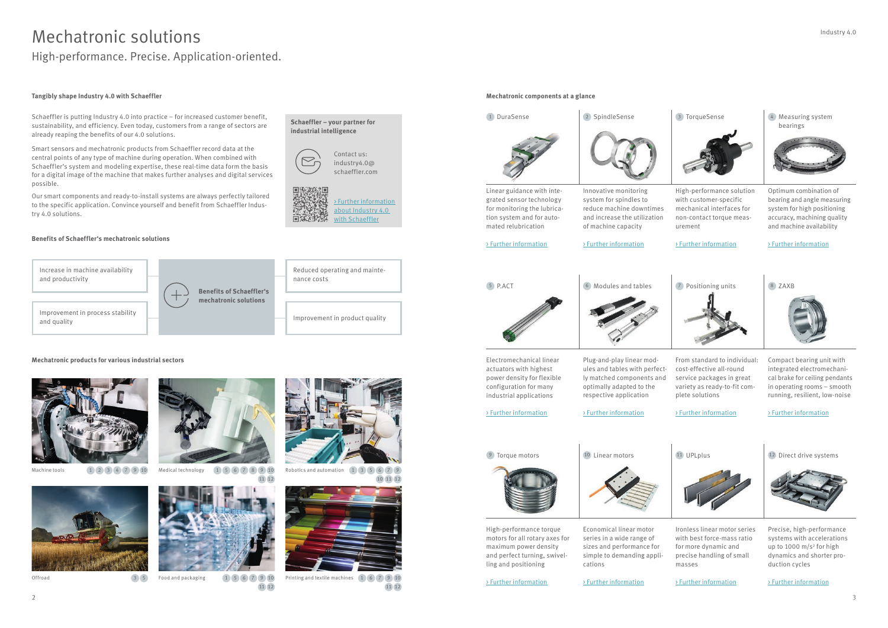# Mechatronic solutions

## High-performance. Precise. Application-oriented.

### Tangibly shape Industry 4.0 with Schaeffler

Schaeffler is putting Industry 4.0 into practice – for increased customer benefit, sustainability, and efficiency. Even today, customers from a range of sectors are already reaping the benefits of our 4.0 solutions.

Smart sensors and mechatronic products from Schaeffler record data at the central points of any type of machine during operation. When combined with Schaeffler's system and modeling expertise, these real-time data form the basis for a digital image of the machine that makes further analyses and digital services possible.

Our smart components and ready-to-install systems are always perfectly tailored to the specific application. Convince yourself and benefit from Schaeffler Industry 4.0 solutions.

**Schaeffler – your partner for industrial intelligence**

Contact us:
industry4.0@schaeffler.com

› Further information about Industry 4.0 with Schaeffler

### Benefits of Schaeffler's mechatronic solutions

**Benefits of Schaeffler's mechatronic solutions**

- Increase in machine availability and productivity
- Improvement in process stability and quality
- Reduced operating and maintenance costs
- Improvement in product quality

### Mechatronic products for various industrial sectors

| Sector | Components |
|---|---|
| Machine tools | 1 2 3 4 7 9 10 |
| Medical technology | 1 5 6 7 8 9 10 11 12 |
| Robotics and automation | 1 3 5 6 7 9 10 11 12 |
| Offroad | 3 5 |
| Food and packaging | 1 5 6 7 9 10 11 12 |
| Printing and textile machines | 1 6 7 9 10 11 12 |

### Mechatronic components at a glance

**1 DuraSense**
Linear guidance with integrated sensor technology for monitoring the lubrication system and for automated relubrication
› Further information

**2 SpindleSense**
Innovative monitoring system for spindles to reduce machine downtimes and increase the utilization of machine capacity
› Further information

**3 TorqueSense**
High-performance solution with customer-specific mechanical interfaces for non-contact torque measurement
› Further information

**4 Measuring system bearings**
Optimum combination of bearing and angle measuring system for high positioning accuracy, machining quality and machine availability
› Further information

**5 P.ACT**
Electromechanical linear actuators with highest power density for flexible configuration for many industrial applications
› Further information

**6 Modules and tables**
Plug-and-play linear modules and tables with perfectly matched components and optimally adapted to the respective application
› Further information

**7 Positioning units**
From standard to individual: cost-effective all-round service packages in great variety as ready-to-fit complete solutions
› Further information

**8 ZAXB**
Compact bearing unit with integrated electromechanical brake for ceiling pendants in operating rooms – smooth running, resilient, low-noise
› Further information

**9 Torque motors**
High-performance torque motors for all rotary axes for maximum power density and perfect turning, swivelling and positioning
› Further information

**10 Linear motors**
Economical linear motor series in a wide range of sizes and performance for simple to demanding applications
› Further information

**11 UPLplus**
Ironless linear motor series with best force-mass ratio for more dynamic and precise handling of small masses
› Further information

**12 Direct drive systems**
Precise, high-performance systems with accelerations up to 1000 $m/s^2$ for high dynamics and shorter production cycles
› Further information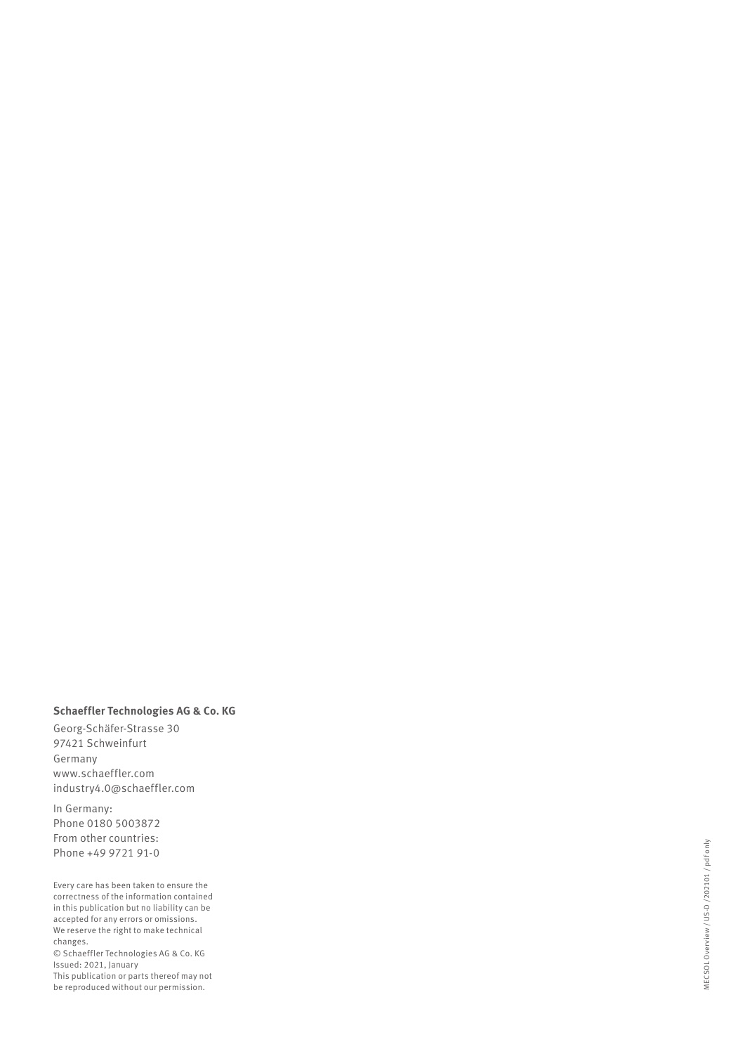**Schaeffler Technologies AG & Co. KG**

Georg-Schäfer-Strasse 30
97421 Schweinfurt
Germany
www.schaeffler.com
industry4.0@schaeffler.com

In Germany:
Phone 0180 5003872
From other countries:
Phone +49 9721 91-0

Every care has been taken to ensure the correctness of the information contained in this publication but no liability can be accepted for any errors or omissions. We reserve the right to make technical changes.
© Schaeffler Technologies AG & Co. KG
Issued: 2021, January
This publication or parts thereof may not be reproduced without our permission.

MECSOL Overview / US-D /202101 / pdf only